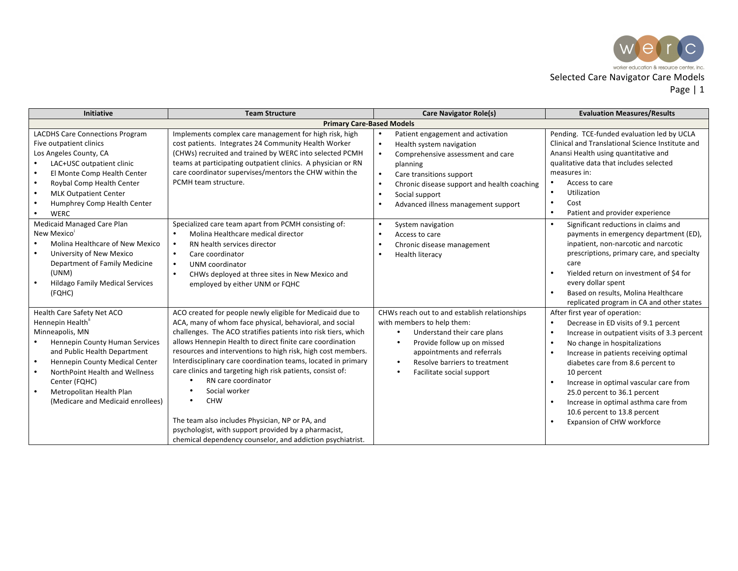| Initiative | Team Structure | Care Navigator Role(s) | Evaluation Measures/Results |
|---|---|---|---|
| **Primary Care-Based Models** | | | |
| LACDHS Care Connections Program<br>Five outpatient clinics<br>Los Angeles County, CA<br>• LAC+USC outpatient clinic<br>• El Monte Comp Health Center<br>• Roybal Comp Health Center<br>• MLK Outpatient Center<br>• Humphrey Comp Health Center<br>• WERC | Implements complex care management for high risk, high cost patients. Integrates 24 Community Health Worker (CHWs) recruited and trained by WERC into selected PCMH teams at participating outpatient clinics. A physician or RN care coordinator supervises/mentors the CHW within the PCMH team structure. | • Patient engagement and activation<br>• Health system navigation<br>• Comprehensive assessment and care planning<br>• Care transitions support<br>• Chronic disease support and health coaching<br>• Social support<br>• Advanced illness management support | Pending. TCE-funded evaluation led by UCLA Clinical and Translational Science Institute and Anansi Health using quantitative and qualitative data that includes selected measures in:<br>• Access to care<br>• Utilization<br>• Cost<br>• Patient and provider experience |
| Medicaid Managed Care Plan<br>New Mexico[i]<br>• Molina Healthcare of New Mexico<br>• University of New Mexico Department of Family Medicine (UNM)<br>• Hildago Family Medical Services (FQHC) | Specialized care team apart from PCMH consisting of:<br>• Molina Healthcare medical director<br>• RN health services director<br>• Care coordinator<br>• UNM coordinator<br>• CHWs deployed at three sites in New Mexico and employed by either UNM or FQHC | • System navigation<br>• Access to care<br>• Chronic disease management<br>• Health literacy | • Significant reductions in claims and payments in emergency department (ED), inpatient, non-narcotic and narcotic prescriptions, primary care, and specialty care<br>• Yielded return on investment of $4 for every dollar spent<br>• Based on results, Molina Healthcare replicated program in CA and other states |
| Health Care Safety Net ACO<br>Hennepin Health[ii]<br>Minneapolis, MN<br>• Hennepin County Human Services and Public Health Department<br>• Hennepin County Medical Center<br>• NorthPoint Health and Wellness Center (FQHC)<br>• Metropolitan Health Plan (Medicare and Medicaid enrollees) | ACO created for people newly eligible for Medicaid due to ACA, many of whom face physical, behavioral, and social challenges. The ACO stratifies patients into risk tiers, which allows Hennepin Health to direct finite care coordination resources and interventions to high risk, high cost members. Interdisciplinary care coordination teams, located in primary care clinics and targeting high risk patients, consist of:<br>• RN care coordinator<br>• Social worker<br>• CHW<br><br>The team also includes Physician, NP or PA, and psychologist, with support provided by a pharmacist, chemical dependency counselor, and addiction psychiatrist. | CHWs reach out to and establish relationships with members to help them:<br>• Understand their care plans<br>• Provide follow up on missed appointments and referrals<br>• Resolve barriers to treatment<br>• Facilitate social support | After first year of operation:<br>• Decrease in ED visits of 9.1 percent<br>• Increase in outpatient visits of 3.3 percent<br>• No change in hospitalizations<br>• Increase in patients receiving optimal diabetes care from 8.6 percent to 10 percent<br>• Increase in optimal vascular care from 25.0 percent to 36.1 percent<br>• Increase in optimal asthma care from 10.6 percent to 13.8 percent<br>• Expansion of CHW workforce |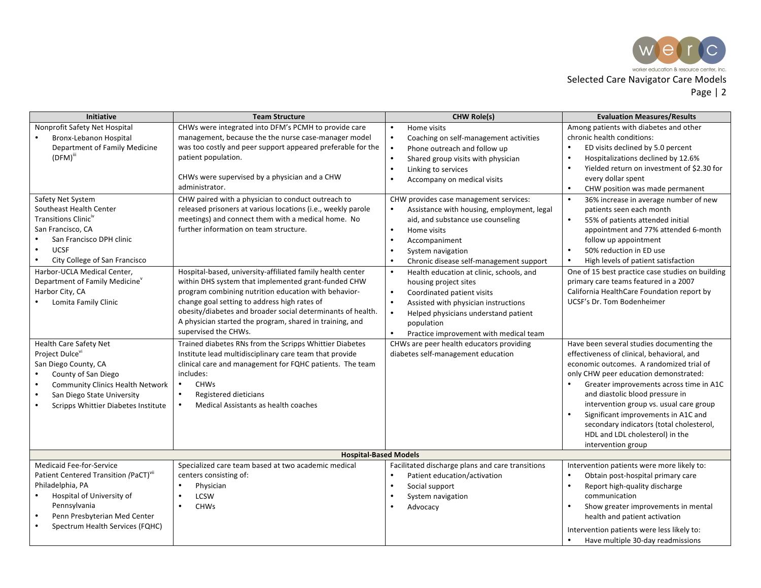| Initiative | Team Structure | CHW Role(s) | Evaluation Measures/Results |
|---|---|---|---|
| Nonprofit Safety Net Hospital<br>• Bronx-Lebanon Hospital Department of Family Medicine (DFM)[iii] | CHWs were integrated into DFM's PCMH to provide care management, because the the nurse case-manager model was too costly and peer support appeared preferable for the patient population.<br><br>CHWs were supervised by a physician and a CHW administrator. | • Home visits<br>• Coaching on self-management activities<br>• Phone outreach and follow up<br>• Shared group visits with physician<br>• Linking to services<br>• Accompany on medical visits | Among patients with diabetes and other chronic health conditions:<br>• ED visits declined by 5.0 percent<br>• Hospitalizations declined by 12.6%<br>• Yielded return on investment of $2.30 for every dollar spent<br>• CHW position was made permanent |
| Safety Net System<br>Southeast Health Center Transitions Clinic[iv]<br>San Francisco, CA<br>• San Francisco DPH clinic<br>• UCSF<br>• City College of San Francisco | CHW paired with a physician to conduct outreach to released prisoners at various locations (i.e., weekly parole meetings) and connect them with a medical home. No further information on team structure. | CHW provides case management services:<br>• Assistance with housing, employment, legal aid, and substance use counseling<br>• Home visits<br>• Accompaniment<br>• System navigation<br>• Chronic disease self-management support | • 36% increase in average number of new patients seen each month<br>• 55% of patients attended initial appointment and 77% attended 6-month follow up appointment<br>• 50% reduction in ED use<br>• High levels of patient satisfaction |
| Harbor-UCLA Medical Center, Department of Family Medicine[v]<br>Harbor City, CA<br>• Lomita Family Clinic | Hospital-based, university-affiliated family health center within DHS system that implemented grant-funded CHW program combining nutrition education with behavior-change goal setting to address high rates of obesity/diabetes and broader social determinants of health. A physician started the program, shared in training, and supervised the CHWs. | • Health education at clinic, schools, and housing project sites<br>• Coordinated patient visits<br>• Assisted with physician instructions<br>• Helped physicians understand patient population<br>• Practice improvement with medical team | One of 15 best practice case studies on building primary care teams featured in a 2007 California HealthCare Foundation report by UCSF's Dr. Tom Bodenheimer |
| Health Care Safety Net<br>Project Dulce[vi]<br>San Diego County, CA<br>• County of San Diego<br>• Community Clinics Health Network<br>• San Diego State University<br>• Scripps Whittier Diabetes Institute | Trained diabetes RNs from the Scripps Whittier Diabetes Institute lead multidisciplinary care team that provide clinical care and management for FQHC patients. The team includes:<br>• CHWs<br>• Registered dieticians<br>• Medical Assistants as health coaches | CHWs are peer health educators providing diabetes self-management education | Have been several studies documenting the effectiveness of clinical, behavioral, and economic outcomes. A randomized trial of only CHW peer education demonstrated:<br>• Greater improvements across time in A1C and diastolic blood pressure in intervention group vs. usual care group<br>• Significant improvements in A1C and secondary indicators (total cholesterol, HDL and LDL cholesterol) in the intervention group |
| **Hospital-Based Models** | | | |
| Medicaid Fee-for-Service<br>Patient Centered Transition *(PaCT)*[vii]<br>Philadelphia, PA<br>• Hospital of University of Pennsylvania<br>• Penn Presbyterian Med Center<br>• Spectrum Health Services (FQHC) | Specialized care team based at two academic medical centers consisting of:<br>• Physician<br>• LCSW<br>• CHWs | Facilitated discharge plans and care transitions<br>• Patient education/activation<br>• Social support<br>• System navigation<br>• Advocacy | Intervention patients were more likely to:<br>• Obtain post-hospital primary care<br>• Report high-quality discharge communication<br>• Show greater improvements in mental health and patient activation<br><br>Intervention patients were less likely to:<br>• Have multiple 30-day readmissions |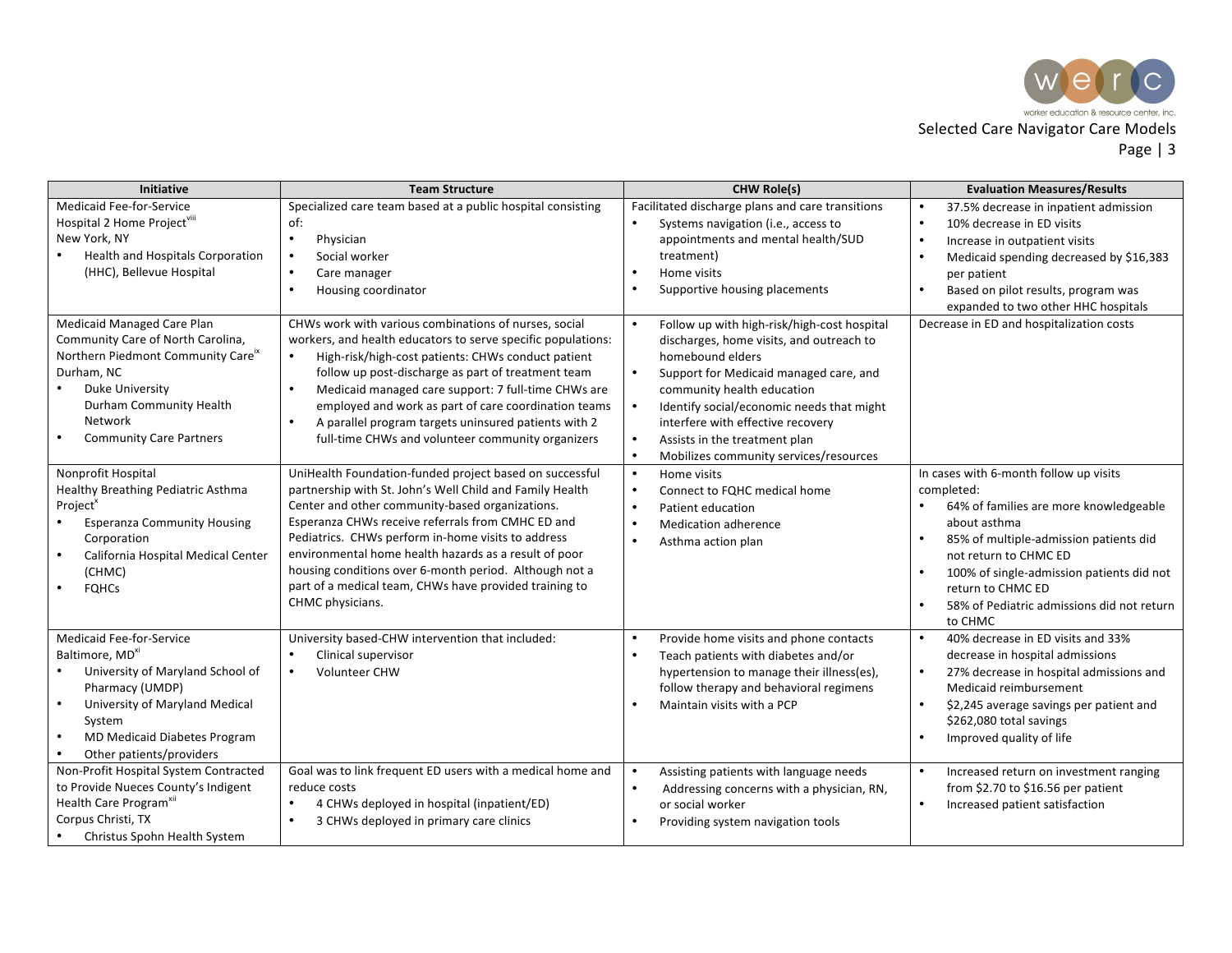| Initiative | Team Structure | CHW Role(s) | Evaluation Measures/Results |
| --- | --- | --- | --- |
| Medicaid Fee-for-Service Hospital 2 Home Project[viii] New York, NY<br>• Health and Hospitals Corporation (HHC), Bellevue Hospital | Specialized care team based at a public hospital consisting of:<br>• Physician<br>• Social worker<br>• Care manager<br>• Housing coordinator | Facilitated discharge plans and care transitions<br>• Systems navigation (i.e., access to appointments and mental health/SUD treatment)<br>• Home visits<br>• Supportive housing placements | • 37.5% decrease in inpatient admission<br>• 10% decrease in ED visits<br>• Increase in outpatient visits<br>• Medicaid spending decreased by $16,383 per patient<br>• Based on pilot results, program was expanded to two other HHC hospitals |
| Medicaid Managed Care Plan Community Care of North Carolina, Northern Piedmont Community Care[ix] Durham, NC<br>• Duke University Durham Community Health Network<br>• Community Care Partners | CHWs work with various combinations of nurses, social workers, and health educators to serve specific populations:<br>• High-risk/high-cost patients: CHWs conduct patient follow up post-discharge as part of treatment team<br>• Medicaid managed care support: 7 full-time CHWs are employed and work as part of care coordination teams<br>• A parallel program targets uninsured patients with 2 full-time CHWs and volunteer community organizers | • Follow up with high-risk/high-cost hospital discharges, home visits, and outreach to homebound elders<br>• Support for Medicaid managed care, and community health education<br>• Identify social/economic needs that might interfere with effective recovery<br>• Assists in the treatment plan<br>• Mobilizes community services/resources | Decrease in ED and hospitalization costs |
| Nonprofit Hospital Healthy Breathing Pediatric Asthma Project[x]<br>• Esperanza Community Housing Corporation<br>• California Hospital Medical Center (CHMC)<br>• FQHCs | UniHealth Foundation-funded project based on successful partnership with St. John's Well Child and Family Health Center and other community-based organizations. Esperanza CHWs receive referrals from CMHC ED and Pediatrics. CHWs perform in-home visits to address environmental home health hazards as a result of poor housing conditions over 6-month period. Although not a part of a medical team, CHWs have provided training to CHMC physicians. | • Home visits<br>• Connect to FQHC medical home<br>• Patient education<br>• Medication adherence<br>• Asthma action plan | In cases with 6-month follow up visits completed:<br>• 64% of families are more knowledgeable about asthma<br>• 85% of multiple-admission patients did not return to CHMC ED<br>• 100% of single-admission patients did not return to CHMC ED<br>• 58% of Pediatric admissions did not return to CHMC |
| Medicaid Fee-for-Service Baltimore, MD[xi]<br>• University of Maryland School of Pharmacy (UMDP)<br>• University of Maryland Medical System<br>• MD Medicaid Diabetes Program<br>• Other patients/providers | University based-CHW intervention that included:<br>• Clinical supervisor<br>• Volunteer CHW | • Provide home visits and phone contacts<br>• Teach patients with diabetes and/or hypertension to manage their illness(es), follow therapy and behavioral regimens<br>• Maintain visits with a PCP | • 40% decrease in ED visits and 33% decrease in hospital admissions<br>• 27% decrease in hospital admissions and Medicaid reimbursement<br>• $2,245 average savings per patient and $262,080 total savings<br>• Improved quality of life |
| Non-Profit Hospital System Contracted to Provide Nueces County's Indigent Health Care Program[xii] Corpus Christi, TX<br>• Christus Spohn Health System | Goal was to link frequent ED users with a medical home and reduce costs<br>• 4 CHWs deployed in hospital (inpatient/ED)<br>• 3 CHWs deployed in primary care clinics | • Assisting patients with language needs<br>• Addressing concerns with a physician, RN, or social worker<br>• Providing system navigation tools | • Increased return on investment ranging from $2.70 to $16.56 per patient<br>• Increased patient satisfaction |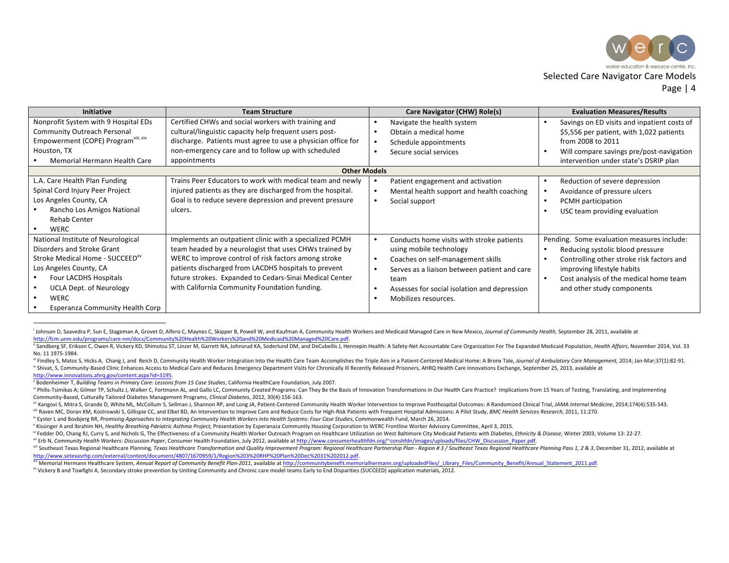| Initiative | Team Structure | Care Navigator (CHW) Role(s) | Evaluation Measures/Results |
|---|---|---|---|
| Nonprofit System with 9 Hospital EDs<br>Community Outreach Personal Empowerment (COPE) Program[xiii, xiv]<br>Houston, TX<br>• Memorial Hermann Health Care | Certified CHWs and social workers with training and cultural/linguistic capacity help frequent users post-discharge. Patients must agree to use a physician office for non-emergency care and to follow up with scheduled appointments | • Navigate the health system<br>• Obtain a medical home<br>• Schedule appointments<br>• Secure social services | • Savings on ED visits and inpatient costs of $5,556 per patient, with 1,022 patients from 2008 to 2011<br>• Will compare savings pre/post-navigation intervention under state's DSRIP plan |
| **Other Models** | | | |
| L.A. Care Health Plan Funding<br>Spinal Cord Injury Peer Project<br>Los Angeles County, CA<br>• Rancho Los Amigos National Rehab Center<br>• WERC | Trains Peer Educators to work with medical team and newly injured patients as they are discharged from the hospital. Goal is to reduce severe depression and prevent pressure ulcers. | • Patient engagement and activation<br>• Mental health support and health coaching<br>• Social support | • Reduction of severe depression<br>• Avoidance of pressure ulcers<br>• PCMH participation<br>• USC team providing evaluation |
| National Institute of Neurological Disorders and Stroke Grant<br>Stroke Medical Home - SUCCEED[xv]<br>Los Angeles County, CA<br>• Four LACDHS Hospitals<br>• UCLA Dept. of Neurology<br>• WERC<br>• Esperanza Community Health Corp | Implements an outpatient clinic with a specialized PCMH team headed by a neurologist that uses CHWs trained by WERC to improve control of risk factors among stroke patients discharged from LACDHS hospitals to prevent future strokes. Expanded to Cedars-Sinai Medical Center with California Community Foundation funding. | • Conducts home visits with stroke patients using mobile technology<br>• Coaches on self-management skills<br>• Serves as a liaison between patient and care team<br>• Assesses for social isolation and depression<br>• Mobilizes resources. | Pending. Some evaluation measures include:<br>• Reducing systolic blood pressure<br>• Controlling other stroke risk factors and improving lifestyle habits<br>• Cost analysis of the medical home team and other study components |

---

[i] Johnson D, Saavedra P, Sun E, Stageman A, Grovet D, Alfero C, Maynes C, Skipper B, Powell W, and Kaufman A, Community Health Workers and Medicaid Managed Care in New Mexico, *Journal of Community Health*, September 28, 2011, available at http://fcm.unm.edu/programs/care-nm/docs/Community%20Health%20Workers%20and%20Medicaid%20Managed%20Care.pdf.

[ii] Sandberg SF, Erikson C, Owen R, Vickery KD, Shimotsu ST, Linzer M, Garrett NA, Johnsrud KA, Soderlund DM, and DeCubellis J, Hennepin Health: A Safety-Net Accountable Care Organization For The Expanded Medicaid Population, *Health Affairs*, November 2014, Vol. 33 No. 11 1975-1984.

[iii] Findley S, Matos S, Hicks A, Chang J, and Reich D, Community Health Worker Integration Into the Health Care Team Accomplishes the Triple Aim in a Patient-Centered Medical Home: A Bronx Tale, *Journal of Ambulatory Care Management*, 2014; Jan-Mar;37(1):82-91.

[iv] Shivat, S, Community-Based Clinic Enhances Access to Medical Care and Reduces Emergency Department Visits for Chronically Ill Recently Released Prisoners, AHRQ Health Care Innovations Exchange, September 25, 2013, available at http://www.innovations.ahrq.gov/content.aspx?id=3195.

[v] Bodenheimer T, *Building Teams in Primary Care: Lessons from 15 Case Studies*, California HealthCare Foundation, July 2007.

[vi] Philis-Tsimikas A; Gilmer TP, Schultz J, Walker C, Fortmann AL, and Gallo LC, Community Created Programs: Can They Be the Basis of Innovation Transformations in Our Health Care Practice? Implications from 15 Years of Testing, Translating, and Implementing Community-Based, Culturally Tailored Diabetes Management Programs, *Clinical Diabetes*, 2012, 30(4):156-163.

[vii] Kangovi S, Mitra S, Grande D, White ML, McCollum S, Sellman J, Shannon RP, and Long JA, Patient-Centered Community Health Worker Intervention to Improve Posthospital Outcomes: A Randomized Clinical Trial, *JAMA Internal Medicine*, 2014;174(4):535-543.

[viii] Raven MC, Doran KM, Kostrowski S, Gillispie CC, and Elbel BD, An Intervention to Improve Care and Reduce Costs for High-Risk Patients with Frequent Hospital Admissions: A Pilot Study, *BMC Health Services Research*, 2011, 11:270.

[ix] Eyster L and Bovbjerg RR, *Promising Approaches to Integrating Community Health Workers into Health Systems: Four Case Studies*, Commonwealth Fund, March 26, 2014.

[x] Kissinger A and Ibrahim NH, *Healthy Breathing Pdeiatric Asthma Project*, Presentation by Esperanaza Community Housing Corporation to WERC Frontline Worker Advisory Committee, April 3, 2015.

[xi] Fedder DO, Chang RJ, Curry S, and Nichols G, The Effectiveness of a Community Health Worker Outreach Program on Healthcare Utilization on West Baltimore City Medicaid Patients with Diabetes, *Ethnicity & Disease*, Winter 2003, Volume 13: 22-27.

[xii] Erb N, *Community Health Workers: Discussion Paper*, Consumer Health Foundation, July 2012, available at http://www.consumerhealthfdn.org/~conshfdn/images/uploads/files/CHW_Discussion_Paper.pdf.

[xiii] Southeast Texas Regional Healthcare Planning, *Texas Healthcare Transformation and Quality Improvement Program: Regional Healthcare Partnership Plan - Region # 3 / Southeast Texas Regional Healthcare Planning Pass 1, 2 & 3*, December 31, 2012, available at http://www.setexasrhp.com/external/content/document/4807/1670959/1/Region%203%20RHP%20Plan%20Dec%2031%202012.pdf.

[xiv] Memorial Hermann Healthcare System, *Annual Report of Community Benefit Plan-2011*, available at http://communitybenefit.memorialhermann.org/uploadedFiles/_Library_Files/Community_Benefit/Annual_Statement_2011.pdf.

[xv] Vickery B and Towfighi A, Secondary stroke prevention by Uniting Community and Chronic care model teams Early to End Disparities (SUCCEED) application materials, 2012.